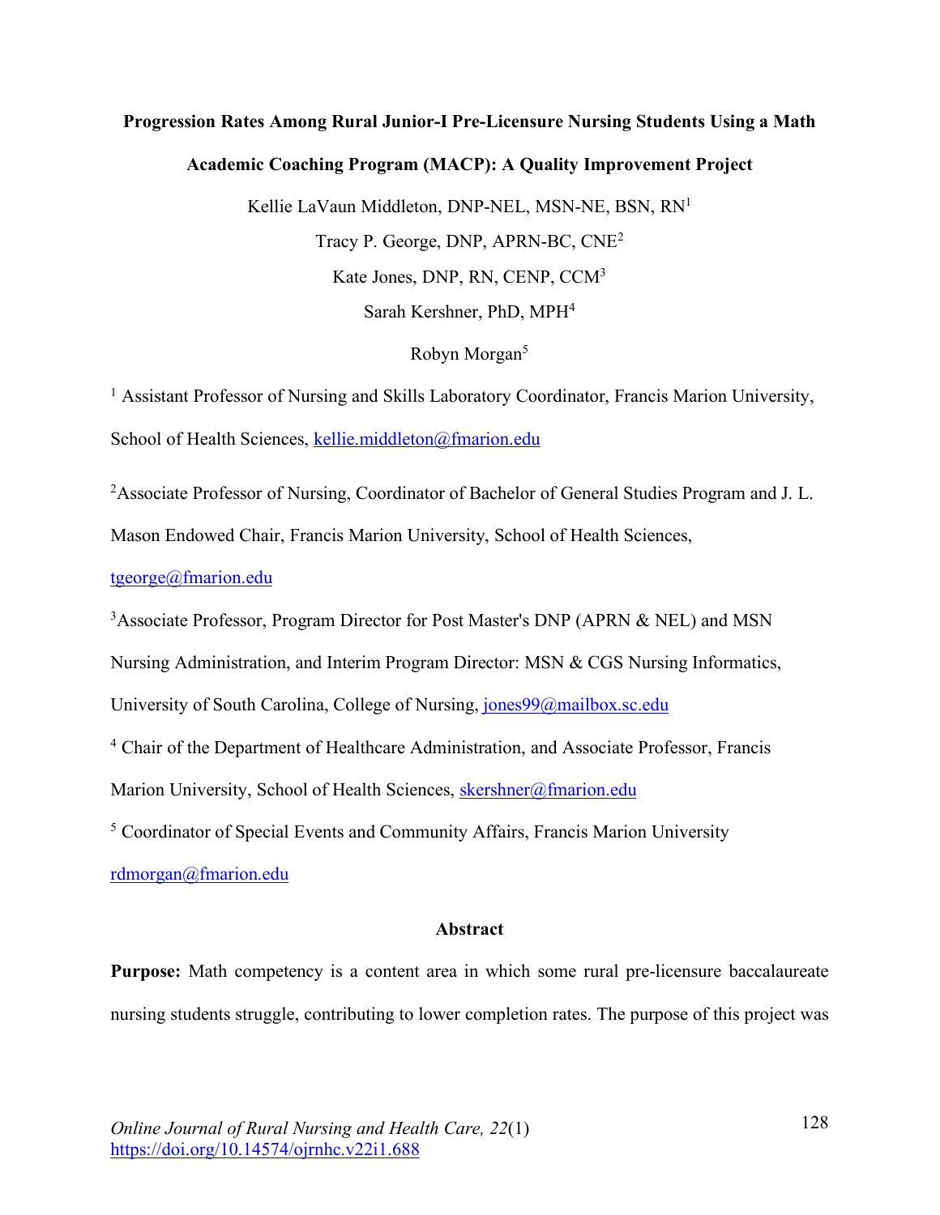# Progression Rates Among Rural Junior-I Pre-Licensure Nursing Students Using a Math Academic Coaching Program (MACP): A Quality Improvement Project

Kellie LaVaun Middleton, DNP-NEL, MSN-NE, BSN, RN[1]

Tracy P. George, DNP, APRN-BC, CNE[2]

Kate Jones, DNP, RN, CENP, CCM[3]

Sarah Kershner, PhD, MPH[4]

Robyn Morgan[5]

[1] Assistant Professor of Nursing and Skills Laboratory Coordinator, Francis Marion University, School of Health Sciences, kellie.middleton@fmarion.edu

[2] Associate Professor of Nursing, Coordinator of Bachelor of General Studies Program and J. L. Mason Endowed Chair, Francis Marion University, School of Health Sciences, tgeorge@fmarion.edu

[3] Associate Professor, Program Director for Post Master's DNP (APRN & NEL) and MSN Nursing Administration, and Interim Program Director: MSN & CGS Nursing Informatics, University of South Carolina, College of Nursing, jones99@mailbox.sc.edu

[4] Chair of the Department of Healthcare Administration, and Associate Professor, Francis Marion University, School of Health Sciences, skershner@fmarion.edu

[5] Coordinator of Special Events and Community Affairs, Francis Marion University rdmorgan@fmarion.edu

## Abstract

**Purpose:** Math competency is a content area in which some rural pre-licensure baccalaureate nursing students struggle, contributing to lower completion rates. The purpose of this project was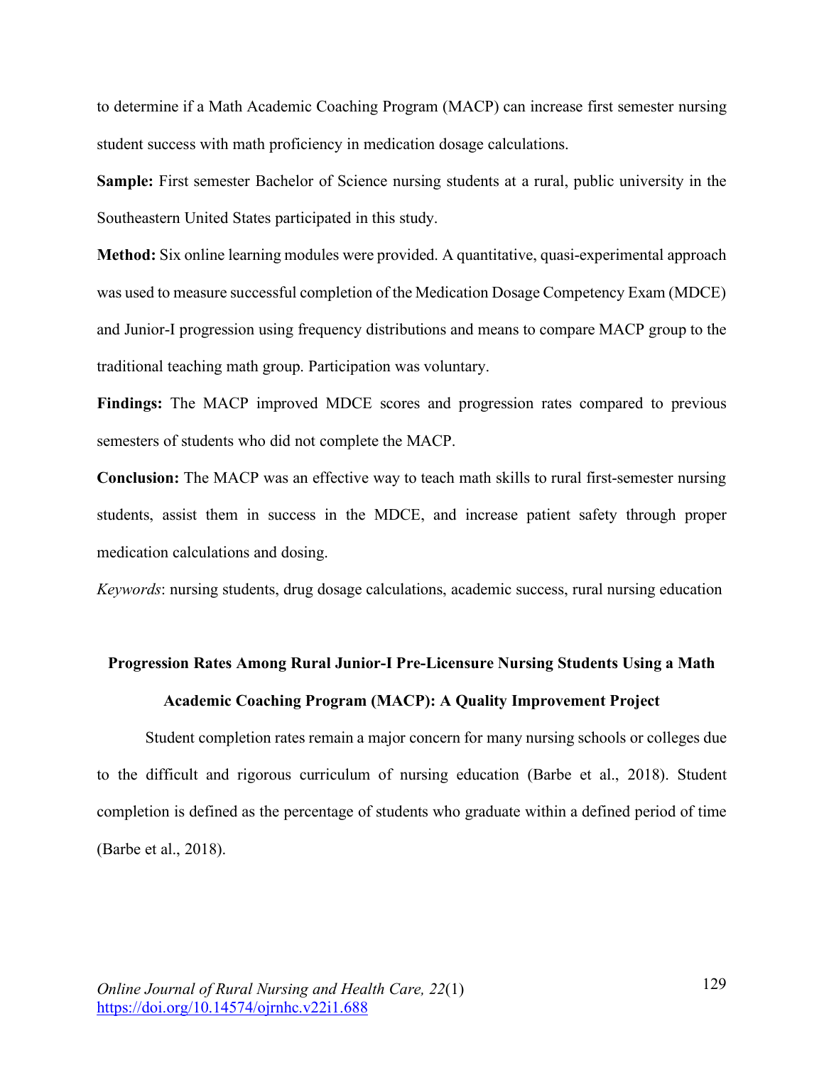to determine if a Math Academic Coaching Program (MACP) can increase first semester nursing student success with math proficiency in medication dosage calculations.

**Sample:** First semester Bachelor of Science nursing students at a rural, public university in the Southeastern United States participated in this study.

**Method:** Six online learning modules were provided. A quantitative, quasi-experimental approach was used to measure successful completion of the Medication Dosage Competency Exam (MDCE) and Junior-I progression using frequency distributions and means to compare MACP group to the traditional teaching math group. Participation was voluntary.

**Findings:** The MACP improved MDCE scores and progression rates compared to previous semesters of students who did not complete the MACP.

**Conclusion:** The MACP was an effective way to teach math skills to rural first-semester nursing students, assist them in success in the MDCE, and increase patient safety through proper medication calculations and dosing.

*Keywords*: nursing students, drug dosage calculations, academic success, rural nursing education

## Progression Rates Among Rural Junior-I Pre-Licensure Nursing Students Using a Math Academic Coaching Program (MACP): A Quality Improvement Project

Student completion rates remain a major concern for many nursing schools or colleges due to the difficult and rigorous curriculum of nursing education (Barbe et al., 2018). Student completion is defined as the percentage of students who graduate within a defined period of time (Barbe et al., 2018).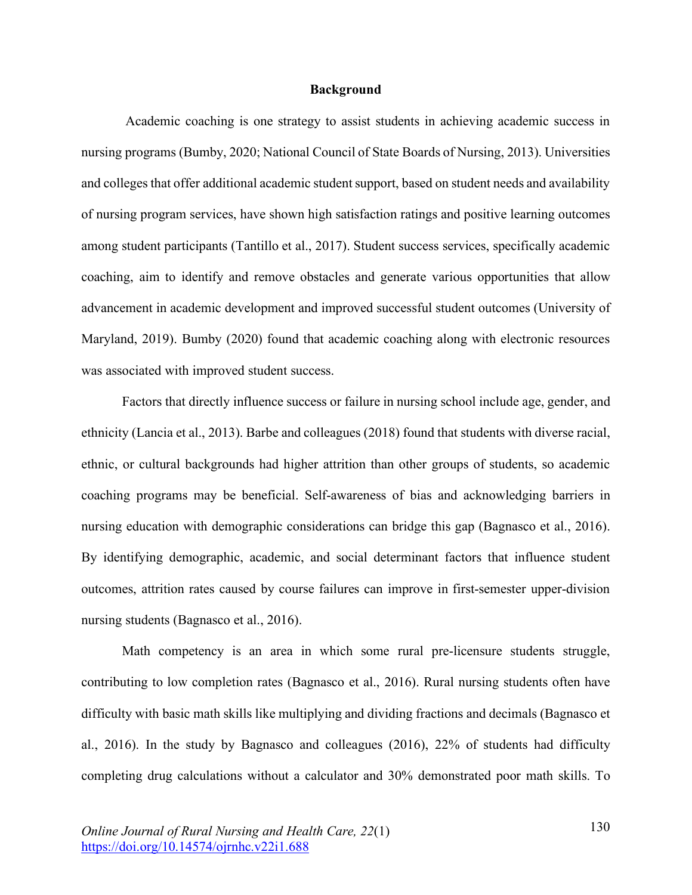## Background

Academic coaching is one strategy to assist students in achieving academic success in nursing programs (Bumby, 2020; National Council of State Boards of Nursing, 2013). Universities and colleges that offer additional academic student support, based on student needs and availability of nursing program services, have shown high satisfaction ratings and positive learning outcomes among student participants (Tantillo et al., 2017). Student success services, specifically academic coaching, aim to identify and remove obstacles and generate various opportunities that allow advancement in academic development and improved successful student outcomes (University of Maryland, 2019). Bumby (2020) found that academic coaching along with electronic resources was associated with improved student success.

Factors that directly influence success or failure in nursing school include age, gender, and ethnicity (Lancia et al., 2013). Barbe and colleagues (2018) found that students with diverse racial, ethnic, or cultural backgrounds had higher attrition than other groups of students, so academic coaching programs may be beneficial. Self-awareness of bias and acknowledging barriers in nursing education with demographic considerations can bridge this gap (Bagnasco et al., 2016). By identifying demographic, academic, and social determinant factors that influence student outcomes, attrition rates caused by course failures can improve in first-semester upper-division nursing students (Bagnasco et al., 2016).

Math competency is an area in which some rural pre-licensure students struggle, contributing to low completion rates (Bagnasco et al., 2016). Rural nursing students often have difficulty with basic math skills like multiplying and dividing fractions and decimals (Bagnasco et al., 2016). In the study by Bagnasco and colleagues (2016), 22% of students had difficulty completing drug calculations without a calculator and 30% demonstrated poor math skills. To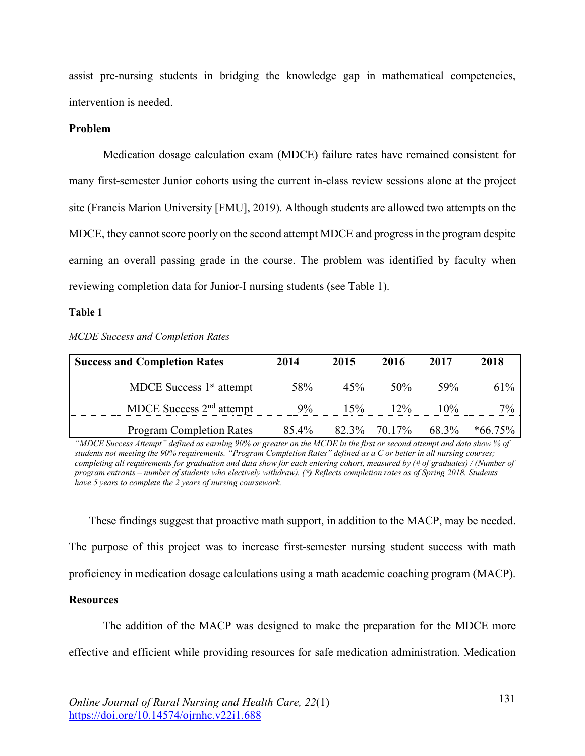assist pre-nursing students in bridging the knowledge gap in mathematical competencies, intervention is needed.

**Problem**

Medication dosage calculation exam (MDCE) failure rates have remained consistent for many first-semester Junior cohorts using the current in-class review sessions alone at the project site (Francis Marion University [FMU], 2019). Although students are allowed two attempts on the MDCE, they cannot score poorly on the second attempt MDCE and progress in the program despite earning an overall passing grade in the course. The problem was identified by faculty when reviewing completion data for Junior-I nursing students (see Table 1).

**Table 1**

*MCDE Success and Completion Rates*

| Success and Completion Rates | 2014 | 2015 | 2016 | 2017 | 2018 |
|---|---|---|---|---|---|
| MDCE Success 1st attempt | 58% | 45% | 50% | 59% | 61% |
| MDCE Success 2nd attempt | 9% | 15% | 12% | 10% | 7% |
| Program Completion Rates | 85.4% | 82.3% | 70.17% | 68.3% | *66.75% |

*"MDCE Success Attempt" defined as earning 90% or greater on the MCDE in the first or second attempt and data show % of students not meeting the 90% requirements. "Program Completion Rates" defined as a C or better in all nursing courses; completing all requirements for graduation and data show for each entering cohort, measured by (# of graduates) / (Number of program entrants – number of students who electively withdraw). (*) Reflects completion rates as of Spring 2018. Students have 5 years to complete the 2 years of nursing coursework.*

These findings suggest that proactive math support, in addition to the MACP, may be needed. The purpose of this project was to increase first-semester nursing student success with math proficiency in medication dosage calculations using a math academic coaching program (MACP).

**Resources**

The addition of the MACP was designed to make the preparation for the MDCE more effective and efficient while providing resources for safe medication administration. Medication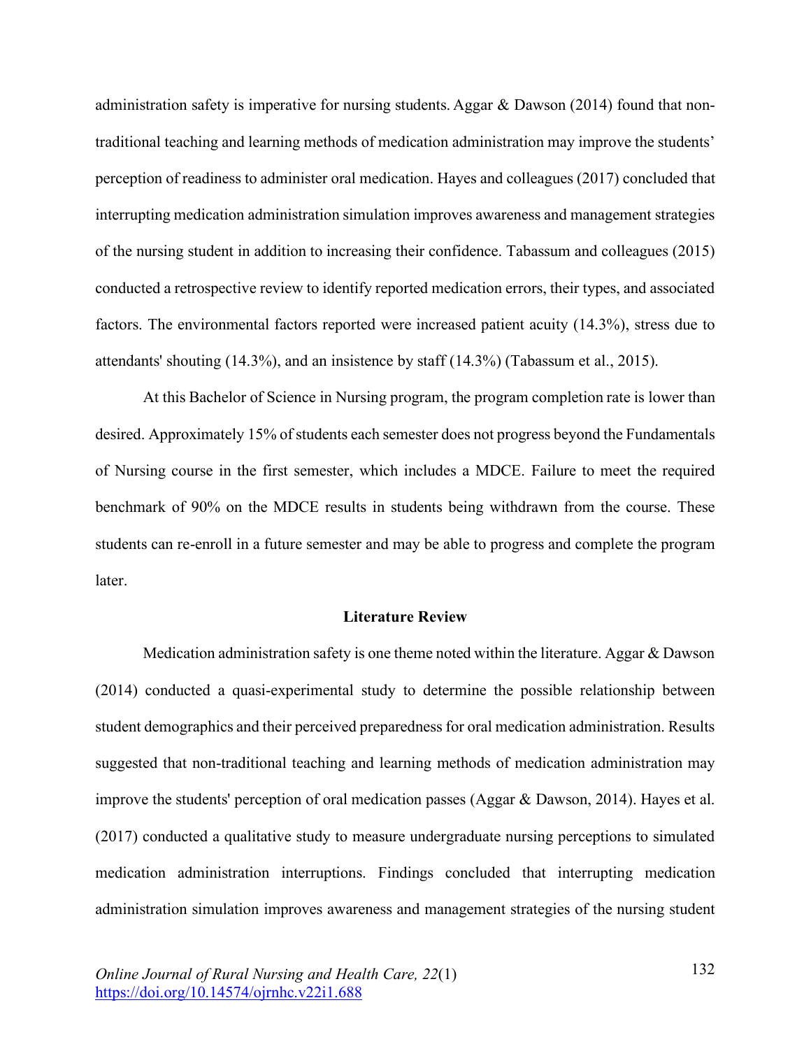administration safety is imperative for nursing students. Aggar & Dawson (2014) found that non-traditional teaching and learning methods of medication administration may improve the students' perception of readiness to administer oral medication. Hayes and colleagues (2017) concluded that interrupting medication administration simulation improves awareness and management strategies of the nursing student in addition to increasing their confidence. Tabassum and colleagues (2015) conducted a retrospective review to identify reported medication errors, their types, and associated factors. The environmental factors reported were increased patient acuity (14.3%), stress due to attendants' shouting (14.3%), and an insistence by staff (14.3%) (Tabassum et al., 2015).

At this Bachelor of Science in Nursing program, the program completion rate is lower than desired. Approximately 15% of students each semester does not progress beyond the Fundamentals of Nursing course in the first semester, which includes a MDCE. Failure to meet the required benchmark of 90% on the MDCE results in students being withdrawn from the course. These students can re-enroll in a future semester and may be able to progress and complete the program later.

## Literature Review

Medication administration safety is one theme noted within the literature. Aggar & Dawson (2014) conducted a quasi-experimental study to determine the possible relationship between student demographics and their perceived preparedness for oral medication administration. Results suggested that non-traditional teaching and learning methods of medication administration may improve the students' perception of oral medication passes (Aggar & Dawson, 2014). Hayes et al. (2017) conducted a qualitative study to measure undergraduate nursing perceptions to simulated medication administration interruptions. Findings concluded that interrupting medication administration simulation improves awareness and management strategies of the nursing student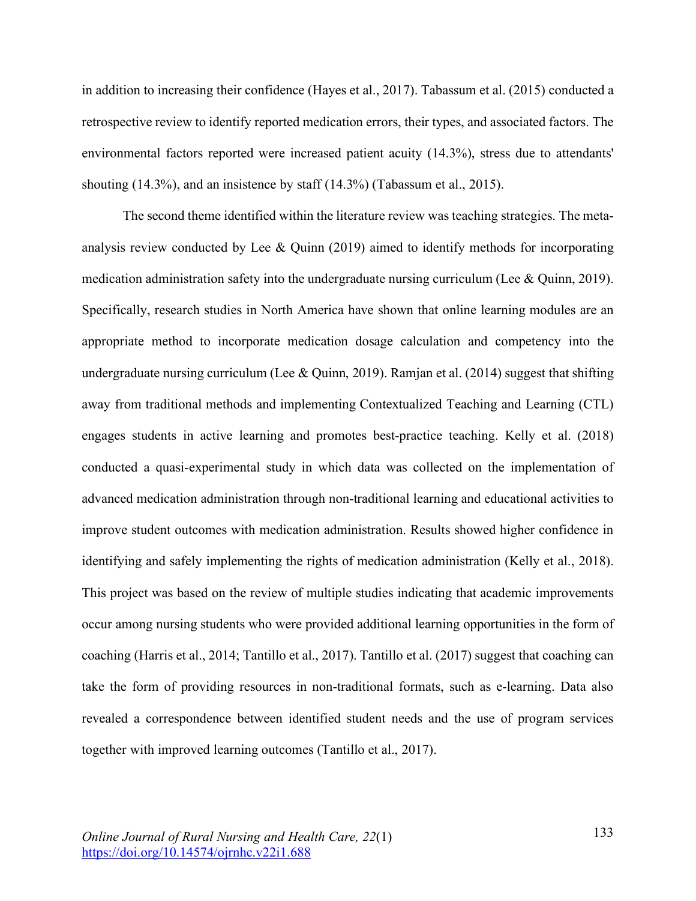in addition to increasing their confidence (Hayes et al., 2017). Tabassum et al. (2015) conducted a retrospective review to identify reported medication errors, their types, and associated factors. The environmental factors reported were increased patient acuity (14.3%), stress due to attendants' shouting (14.3%), and an insistence by staff (14.3%) (Tabassum et al., 2015).

The second theme identified within the literature review was teaching strategies. The meta-analysis review conducted by Lee & Quinn (2019) aimed to identify methods for incorporating medication administration safety into the undergraduate nursing curriculum (Lee & Quinn, 2019). Specifically, research studies in North America have shown that online learning modules are an appropriate method to incorporate medication dosage calculation and competency into the undergraduate nursing curriculum (Lee & Quinn, 2019). Ramjan et al. (2014) suggest that shifting away from traditional methods and implementing Contextualized Teaching and Learning (CTL) engages students in active learning and promotes best-practice teaching. Kelly et al. (2018) conducted a quasi-experimental study in which data was collected on the implementation of advanced medication administration through non-traditional learning and educational activities to improve student outcomes with medication administration. Results showed higher confidence in identifying and safely implementing the rights of medication administration (Kelly et al., 2018). This project was based on the review of multiple studies indicating that academic improvements occur among nursing students who were provided additional learning opportunities in the form of coaching (Harris et al., 2014; Tantillo et al., 2017). Tantillo et al. (2017) suggest that coaching can take the form of providing resources in non-traditional formats, such as e-learning. Data also revealed a correspondence between identified student needs and the use of program services together with improved learning outcomes (Tantillo et al., 2017).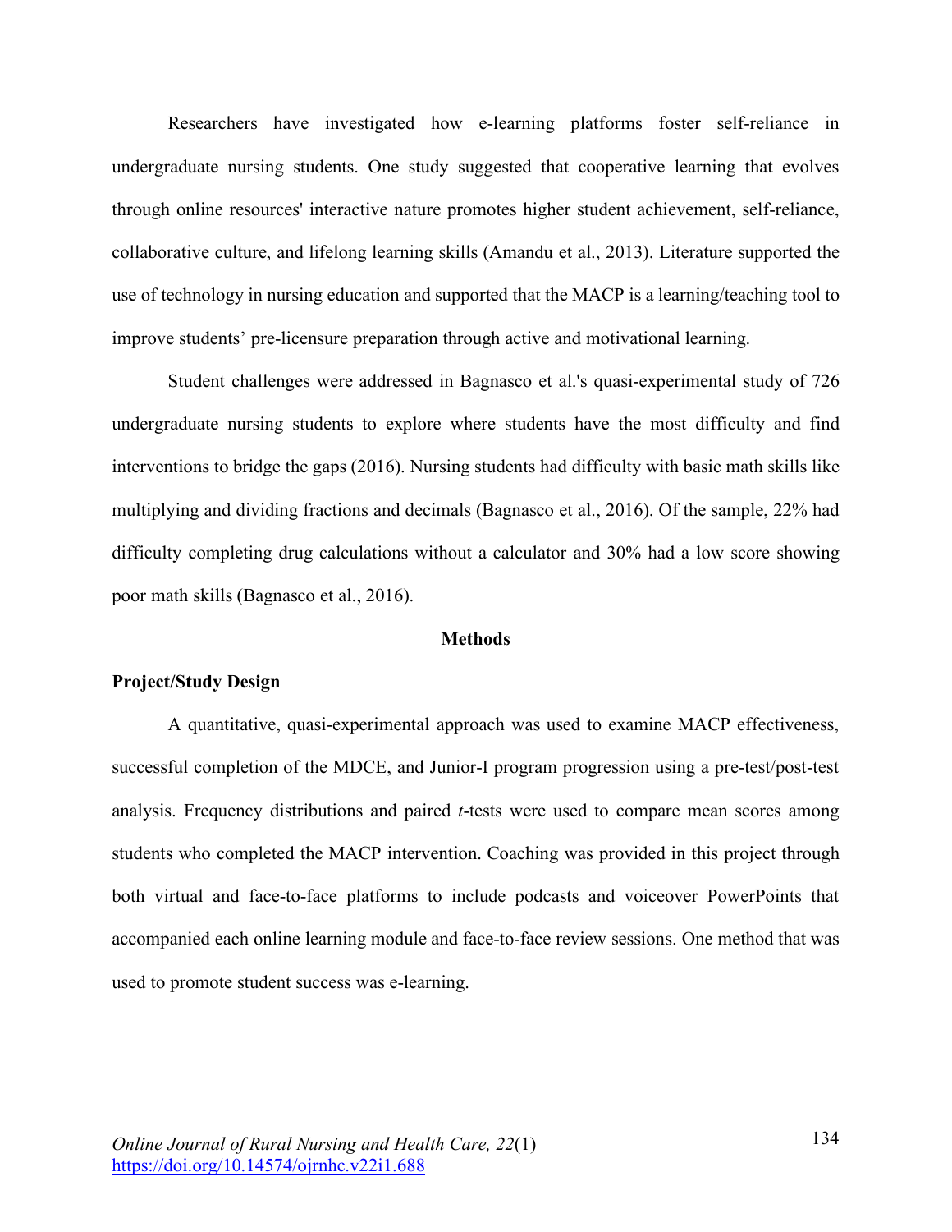Researchers have investigated how e-learning platforms foster self-reliance in undergraduate nursing students. One study suggested that cooperative learning that evolves through online resources' interactive nature promotes higher student achievement, self-reliance, collaborative culture, and lifelong learning skills (Amandu et al., 2013). Literature supported the use of technology in nursing education and supported that the MACP is a learning/teaching tool to improve students' pre-licensure preparation through active and motivational learning.

Student challenges were addressed in Bagnasco et al.'s quasi-experimental study of 726 undergraduate nursing students to explore where students have the most difficulty and find interventions to bridge the gaps (2016). Nursing students had difficulty with basic math skills like multiplying and dividing fractions and decimals (Bagnasco et al., 2016). Of the sample, 22% had difficulty completing drug calculations without a calculator and 30% had a low score showing poor math skills (Bagnasco et al., 2016).

## Methods

### Project/Study Design

A quantitative, quasi-experimental approach was used to examine MACP effectiveness, successful completion of the MDCE, and Junior-I program progression using a pre-test/post-test analysis. Frequency distributions and paired *t*-tests were used to compare mean scores among students who completed the MACP intervention. Coaching was provided in this project through both virtual and face-to-face platforms to include podcasts and voiceover PowerPoints that accompanied each online learning module and face-to-face review sessions. One method that was used to promote student success was e-learning.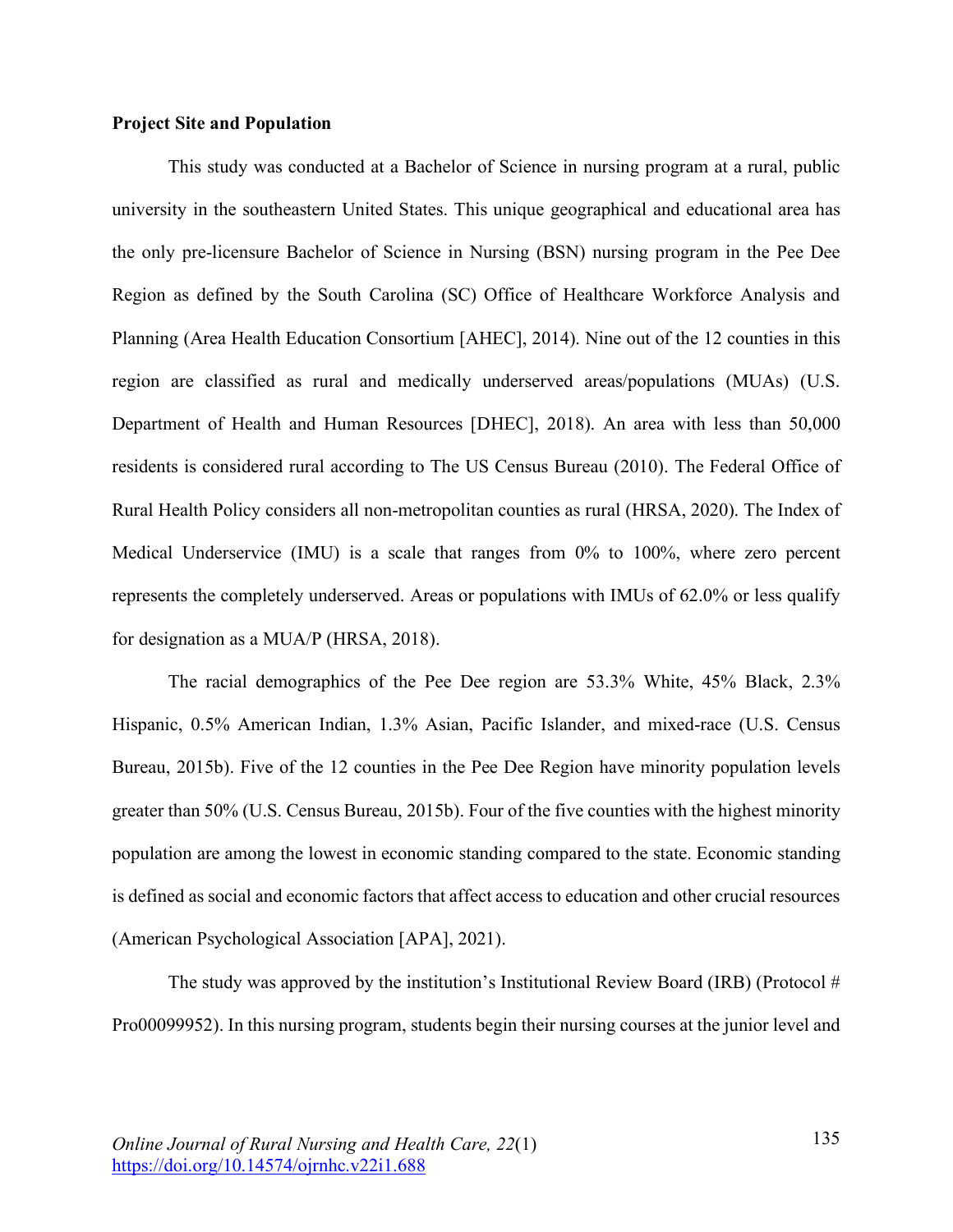**Project Site and Population**

This study was conducted at a Bachelor of Science in nursing program at a rural, public university in the southeastern United States. This unique geographical and educational area has the only pre-licensure Bachelor of Science in Nursing (BSN) nursing program in the Pee Dee Region as defined by the South Carolina (SC) Office of Healthcare Workforce Analysis and Planning (Area Health Education Consortium [AHEC], 2014). Nine out of the 12 counties in this region are classified as rural and medically underserved areas/populations (MUAs) (U.S. Department of Health and Human Resources [DHEC], 2018). An area with less than 50,000 residents is considered rural according to The US Census Bureau (2010). The Federal Office of Rural Health Policy considers all non-metropolitan counties as rural (HRSA, 2020). The Index of Medical Underservice (IMU) is a scale that ranges from 0% to 100%, where zero percent represents the completely underserved. Areas or populations with IMUs of 62.0% or less qualify for designation as a MUA/P (HRSA, 2018).

The racial demographics of the Pee Dee region are 53.3% White, 45% Black, 2.3% Hispanic, 0.5% American Indian, 1.3% Asian, Pacific Islander, and mixed-race (U.S. Census Bureau, 2015b). Five of the 12 counties in the Pee Dee Region have minority population levels greater than 50% (U.S. Census Bureau, 2015b). Four of the five counties with the highest minority population are among the lowest in economic standing compared to the state. Economic standing is defined as social and economic factors that affect access to education and other crucial resources (American Psychological Association [APA], 2021).

The study was approved by the institution's Institutional Review Board (IRB) (Protocol # Pro00099952). In this nursing program, students begin their nursing courses at the junior level and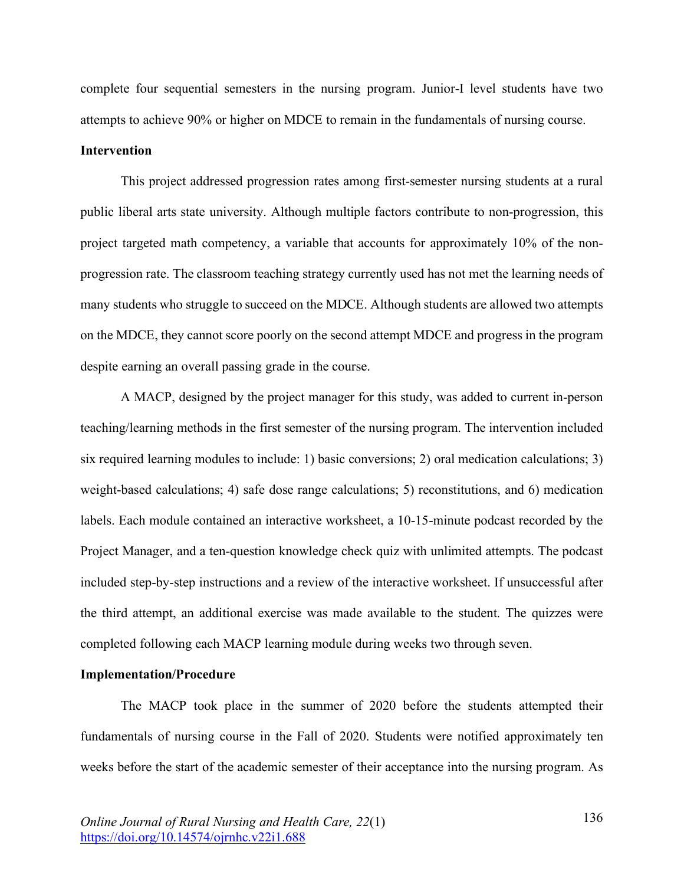complete four sequential semesters in the nursing program. Junior-I level students have two attempts to achieve 90% or higher on MDCE to remain in the fundamentals of nursing course.

**Intervention**

This project addressed progression rates among first-semester nursing students at a rural public liberal arts state university. Although multiple factors contribute to non-progression, this project targeted math competency, a variable that accounts for approximately 10% of the non-progression rate. The classroom teaching strategy currently used has not met the learning needs of many students who struggle to succeed on the MDCE. Although students are allowed two attempts on the MDCE, they cannot score poorly on the second attempt MDCE and progress in the program despite earning an overall passing grade in the course.

A MACP, designed by the project manager for this study, was added to current in-person teaching/learning methods in the first semester of the nursing program. The intervention included six required learning modules to include: 1) basic conversions; 2) oral medication calculations; 3) weight-based calculations; 4) safe dose range calculations; 5) reconstitutions, and 6) medication labels. Each module contained an interactive worksheet, a 10-15-minute podcast recorded by the Project Manager, and a ten-question knowledge check quiz with unlimited attempts. The podcast included step-by-step instructions and a review of the interactive worksheet. If unsuccessful after the third attempt, an additional exercise was made available to the student. The quizzes were completed following each MACP learning module during weeks two through seven.

**Implementation/Procedure**

The MACP took place in the summer of 2020 before the students attempted their fundamentals of nursing course in the Fall of 2020. Students were notified approximately ten weeks before the start of the academic semester of their acceptance into the nursing program. As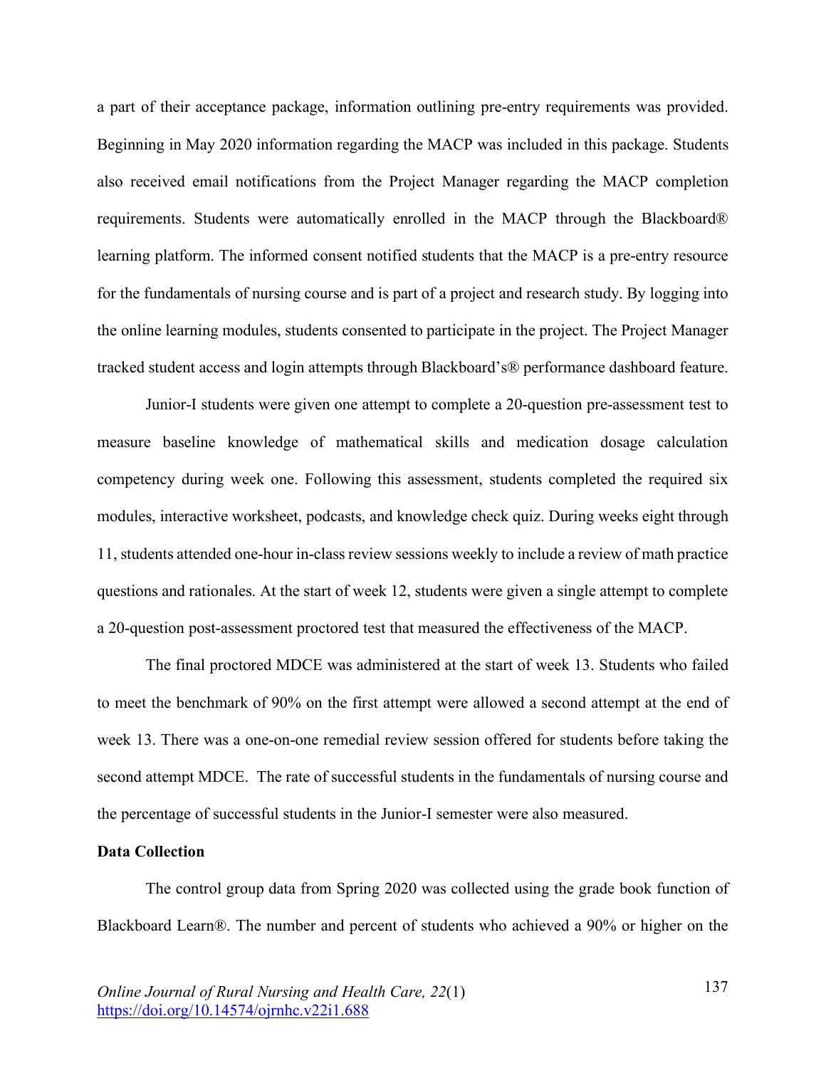a part of their acceptance package, information outlining pre-entry requirements was provided. Beginning in May 2020 information regarding the MACP was included in this package. Students also received email notifications from the Project Manager regarding the MACP completion requirements. Students were automatically enrolled in the MACP through the Blackboard® learning platform. The informed consent notified students that the MACP is a pre-entry resource for the fundamentals of nursing course and is part of a project and research study. By logging into the online learning modules, students consented to participate in the project. The Project Manager tracked student access and login attempts through Blackboard's® performance dashboard feature.

Junior-I students were given one attempt to complete a 20-question pre-assessment test to measure baseline knowledge of mathematical skills and medication dosage calculation competency during week one. Following this assessment, students completed the required six modules, interactive worksheet, podcasts, and knowledge check quiz. During weeks eight through 11, students attended one-hour in-class review sessions weekly to include a review of math practice questions and rationales. At the start of week 12, students were given a single attempt to complete a 20-question post-assessment proctored test that measured the effectiveness of the MACP.

The final proctored MDCE was administered at the start of week 13. Students who failed to meet the benchmark of 90% on the first attempt were allowed a second attempt at the end of week 13. There was a one-on-one remedial review session offered for students before taking the second attempt MDCE. The rate of successful students in the fundamentals of nursing course and the percentage of successful students in the Junior-I semester were also measured.

**Data Collection**

The control group data from Spring 2020 was collected using the grade book function of Blackboard Learn®. The number and percent of students who achieved a 90% or higher on the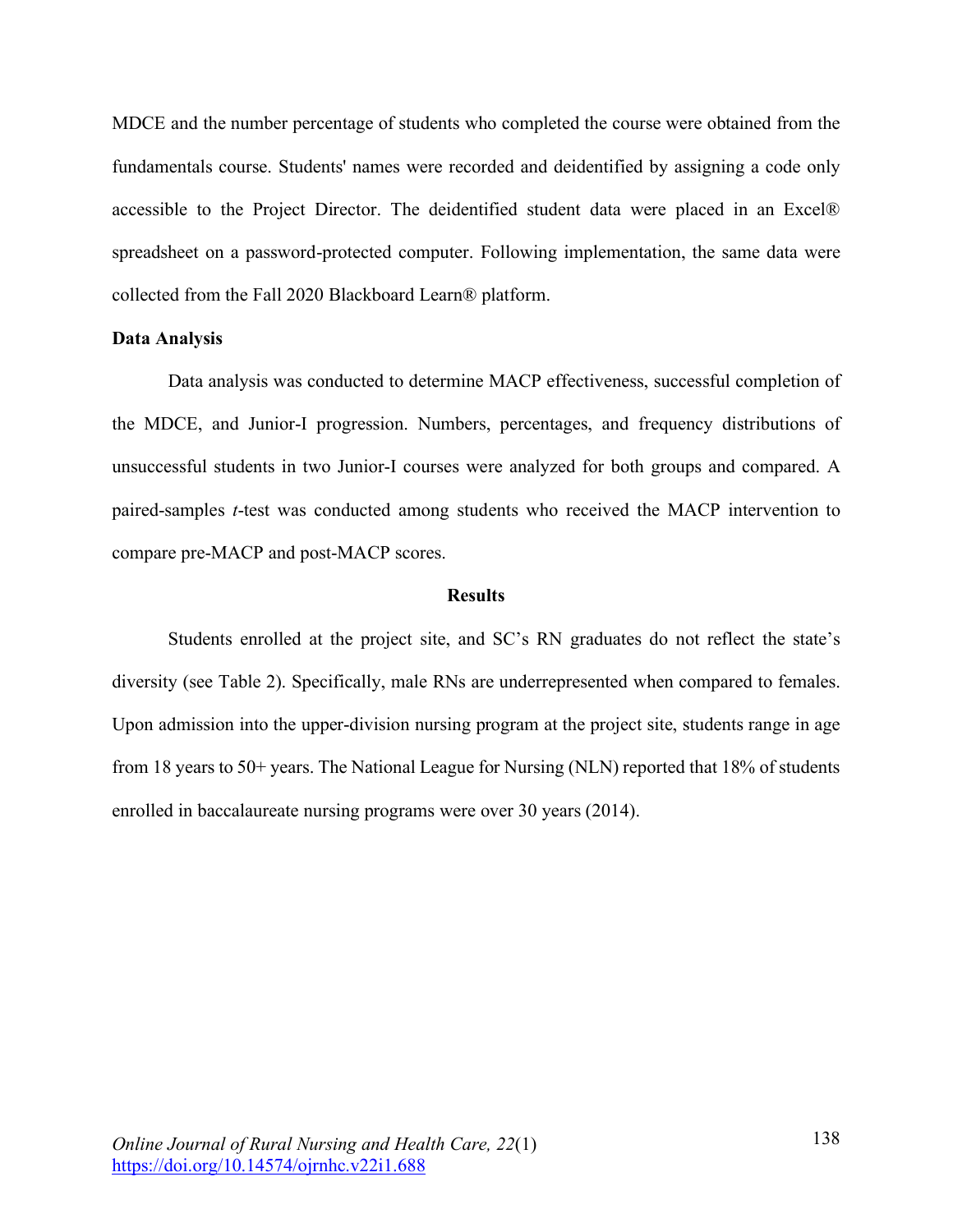MDCE and the number percentage of students who completed the course were obtained from the fundamentals course. Students' names were recorded and deidentified by assigning a code only accessible to the Project Director. The deidentified student data were placed in an Excel® spreadsheet on a password-protected computer. Following implementation, the same data were collected from the Fall 2020 Blackboard Learn® platform.

**Data Analysis**

Data analysis was conducted to determine MACP effectiveness, successful completion of the MDCE, and Junior-I progression. Numbers, percentages, and frequency distributions of unsuccessful students in two Junior-I courses were analyzed for both groups and compared. A paired-samples *t*-test was conducted among students who received the MACP intervention to compare pre-MACP and post-MACP scores.

## Results

Students enrolled at the project site, and SC's RN graduates do not reflect the state's diversity (see Table 2). Specifically, male RNs are underrepresented when compared to females. Upon admission into the upper-division nursing program at the project site, students range in age from 18 years to 50+ years. The National League for Nursing (NLN) reported that 18% of students enrolled in baccalaureate nursing programs were over 30 years (2014).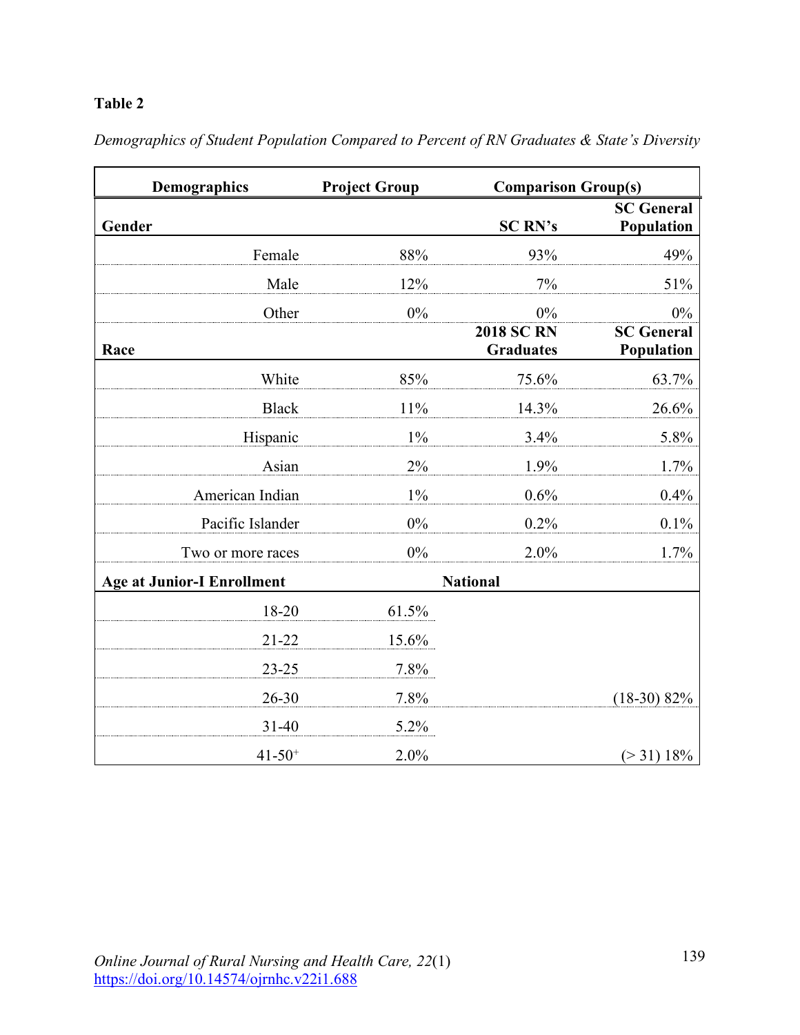**Table 2**

*Demographics of Student Population Compared to Percent of RN Graduates & State's Diversity*

| Demographics | Project Group | Comparison Group(s) | |
|---|---|---|---|
| **Gender** | | **SC RN's** | **SC General Population** |
| Female | 88% | 93% | 49% |
| Male | 12% | 7% | 51% |
| Other | 0% | 0% | 0% |
| **Race** | | **2018 SC RN Graduates** | **SC General Population** |
| White | 85% | 75.6% | 63.7% |
| Black | 11% | 14.3% | 26.6% |
| Hispanic | 1% | 3.4% | 5.8% |
| Asian | 2% | 1.9% | 1.7% |
| American Indian | 1% | 0.6% | 0.4% |
| Pacific Islander | 0% | 0.2% | 0.1% |
| Two or more races | 0% | 2.0% | 1.7% |
| **Age at Junior-I Enrollment** | | **National** | |
| 18-20 | 61.5% | | |
| 21-22 | 15.6% | | |
| 23-25 | 7.8% | | |
| 26-30 | 7.8% | | (18-30) 82% |
| 31-40 | 5.2% | | |
| 41-50+ | 2.0% | | (> 31) 18% |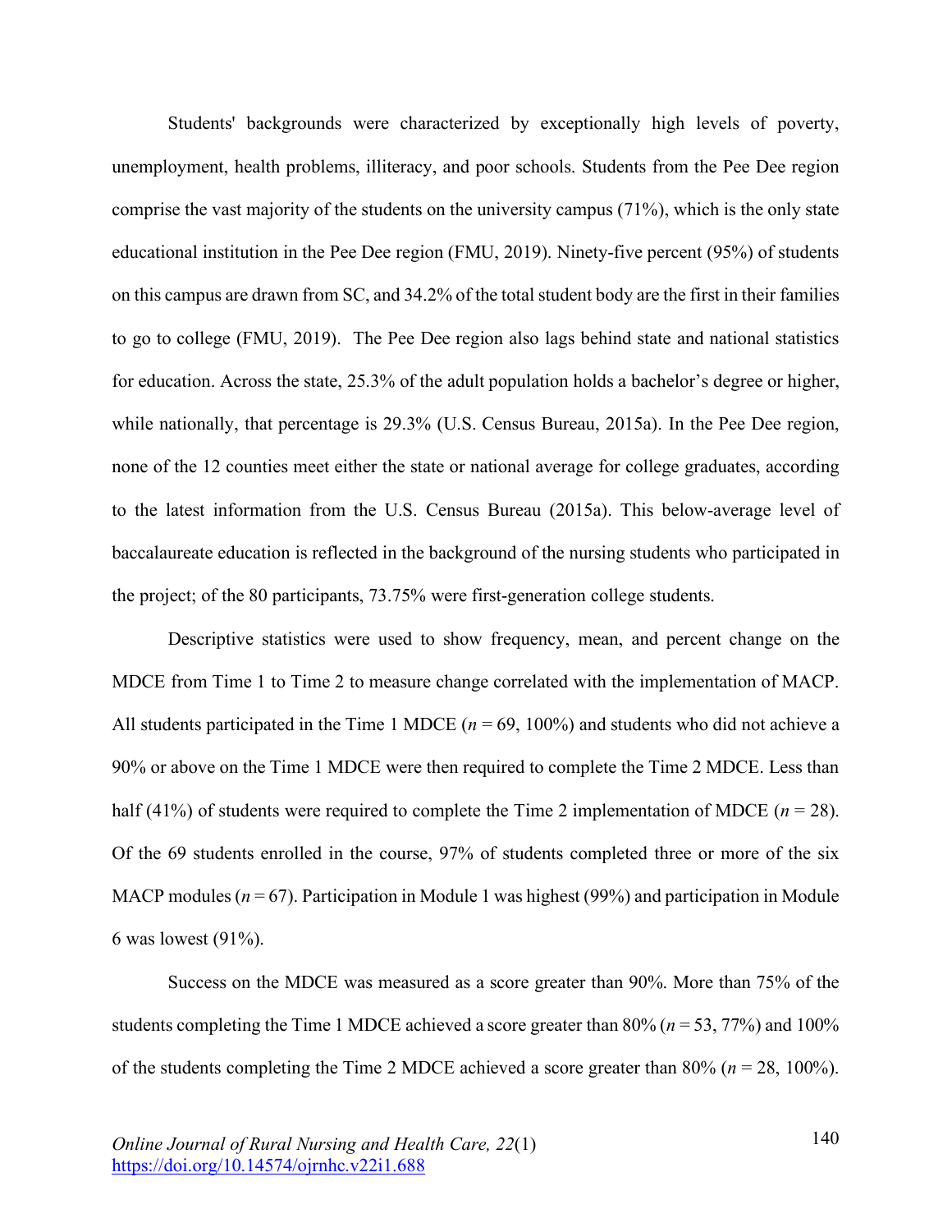Students' backgrounds were characterized by exceptionally high levels of poverty, unemployment, health problems, illiteracy, and poor schools. Students from the Pee Dee region comprise the vast majority of the students on the university campus (71%), which is the only state educational institution in the Pee Dee region (FMU, 2019). Ninety-five percent (95%) of students on this campus are drawn from SC, and 34.2% of the total student body are the first in their families to go to college (FMU, 2019). The Pee Dee region also lags behind state and national statistics for education. Across the state, 25.3% of the adult population holds a bachelor's degree or higher, while nationally, that percentage is 29.3% (U.S. Census Bureau, 2015a). In the Pee Dee region, none of the 12 counties meet either the state or national average for college graduates, according to the latest information from the U.S. Census Bureau (2015a). This below-average level of baccalaureate education is reflected in the background of the nursing students who participated in the project; of the 80 participants, 73.75% were first-generation college students.

Descriptive statistics were used to show frequency, mean, and percent change on the MDCE from Time 1 to Time 2 to measure change correlated with the implementation of MACP. All students participated in the Time 1 MDCE ($n = 69$, 100%) and students who did not achieve a 90% or above on the Time 1 MDCE were then required to complete the Time 2 MDCE. Less than half (41%) of students were required to complete the Time 2 implementation of MDCE ($n = 28$). Of the 69 students enrolled in the course, 97% of students completed three or more of the six MACP modules ($n = 67$). Participation in Module 1 was highest (99%) and participation in Module 6 was lowest (91%).

Success on the MDCE was measured as a score greater than 90%. More than 75% of the students completing the Time 1 MDCE achieved a score greater than 80% ($n = 53$, 77%) and 100% of the students completing the Time 2 MDCE achieved a score greater than 80% ($n = 28$, 100%).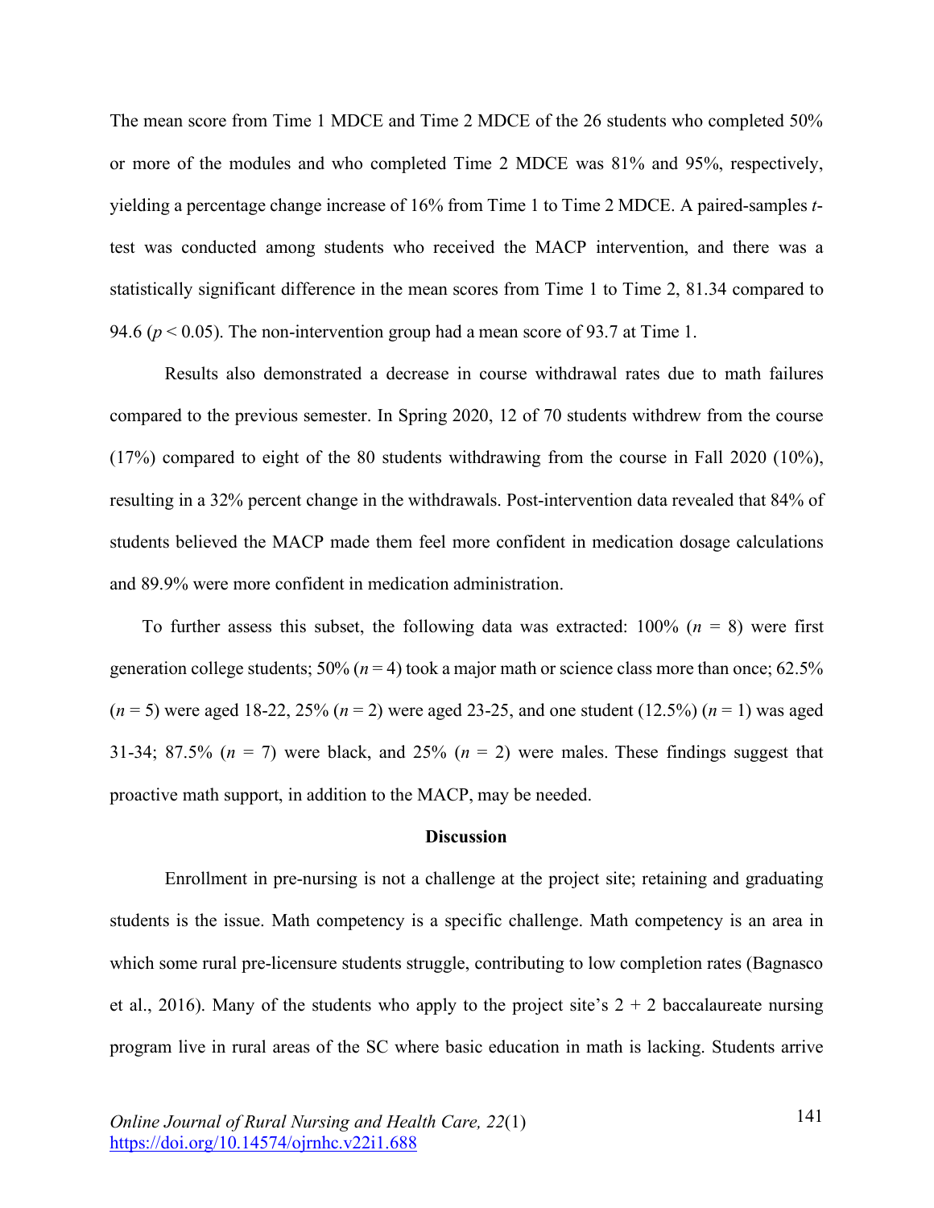The mean score from Time 1 MDCE and Time 2 MDCE of the 26 students who completed 50% or more of the modules and who completed Time 2 MDCE was 81% and 95%, respectively, yielding a percentage change increase of 16% from Time 1 to Time 2 MDCE. A paired-samples *t*-test was conducted among students who received the MACP intervention, and there was a statistically significant difference in the mean scores from Time 1 to Time 2, 81.34 compared to 94.6 ($p < 0.05$). The non-intervention group had a mean score of 93.7 at Time 1.

Results also demonstrated a decrease in course withdrawal rates due to math failures compared to the previous semester. In Spring 2020, 12 of 70 students withdrew from the course (17%) compared to eight of the 80 students withdrawing from the course in Fall 2020 (10%), resulting in a 32% percent change in the withdrawals. Post-intervention data revealed that 84% of students believed the MACP made them feel more confident in medication dosage calculations and 89.9% were more confident in medication administration.

To further assess this subset, the following data was extracted: 100% ($n$ = 8) were first generation college students; 50% ($n$ = 4) took a major math or science class more than once; 62.5% ($n$ = 5) were aged 18-22, 25% ($n$ = 2) were aged 23-25, and one student (12.5%) ($n$ = 1) was aged 31-34; 87.5% ($n$ = 7) were black, and 25% ($n$ = 2) were males. These findings suggest that proactive math support, in addition to the MACP, may be needed.

## Discussion

Enrollment in pre-nursing is not a challenge at the project site; retaining and graduating students is the issue. Math competency is a specific challenge. Math competency is an area in which some rural pre-licensure students struggle, contributing to low completion rates (Bagnasco et al., 2016). Many of the students who apply to the project site's 2 + 2 baccalaureate nursing program live in rural areas of the SC where basic education in math is lacking. Students arrive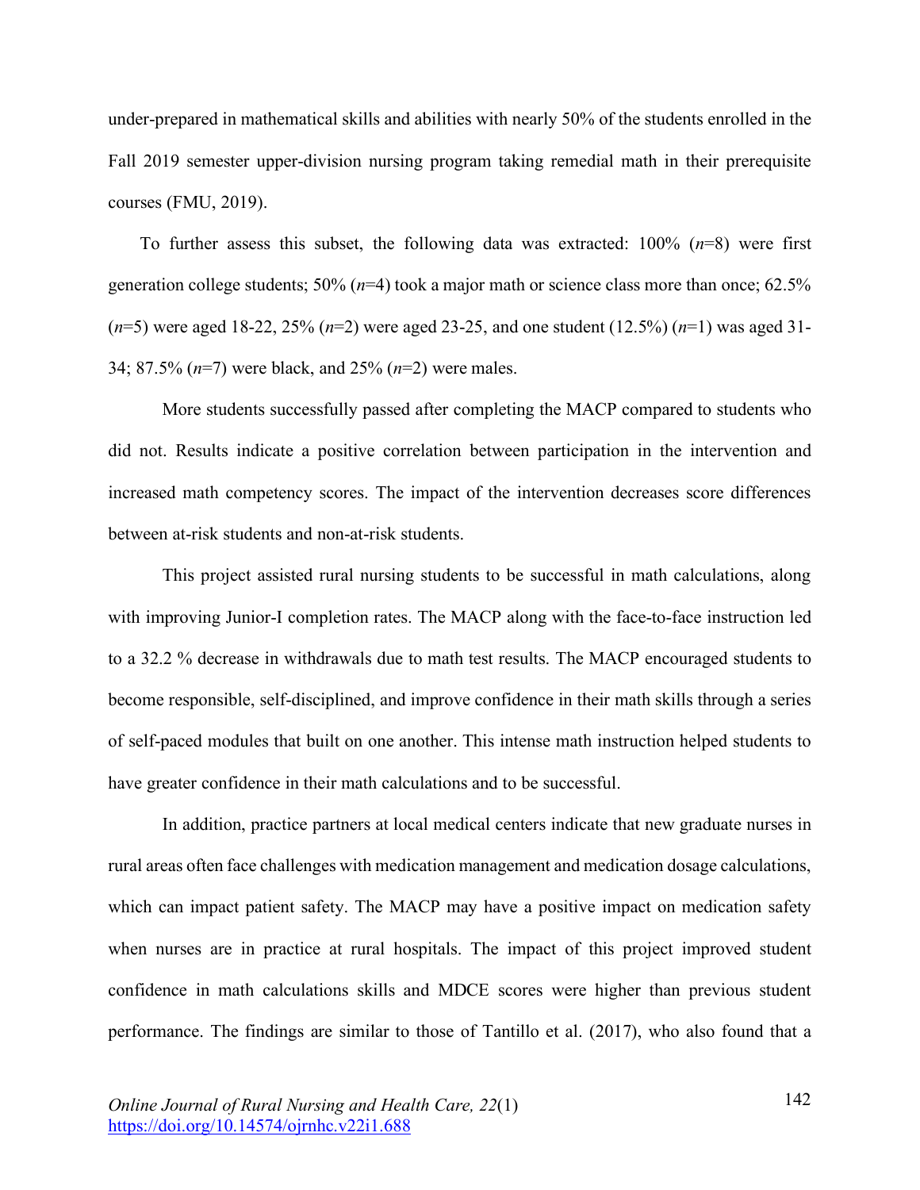under-prepared in mathematical skills and abilities with nearly 50% of the students enrolled in the Fall 2019 semester upper-division nursing program taking remedial math in their prerequisite courses (FMU, 2019).

To further assess this subset, the following data was extracted: 100% ($n$=8) were first generation college students; 50% ($n$=4) took a major math or science class more than once; 62.5% ($n$=5) were aged 18-22, 25% ($n$=2) were aged 23-25, and one student (12.5%) ($n$=1) was aged 31-34; 87.5% ($n$=7) were black, and 25% ($n$=2) were males.

More students successfully passed after completing the MACP compared to students who did not. Results indicate a positive correlation between participation in the intervention and increased math competency scores. The impact of the intervention decreases score differences between at-risk students and non-at-risk students.

This project assisted rural nursing students to be successful in math calculations, along with improving Junior-I completion rates. The MACP along with the face-to-face instruction led to a 32.2 % decrease in withdrawals due to math test results. The MACP encouraged students to become responsible, self-disciplined, and improve confidence in their math skills through a series of self-paced modules that built on one another. This intense math instruction helped students to have greater confidence in their math calculations and to be successful.

In addition, practice partners at local medical centers indicate that new graduate nurses in rural areas often face challenges with medication management and medication dosage calculations, which can impact patient safety. The MACP may have a positive impact on medication safety when nurses are in practice at rural hospitals. The impact of this project improved student confidence in math calculations skills and MDCE scores were higher than previous student performance. The findings are similar to those of Tantillo et al. (2017), who also found that a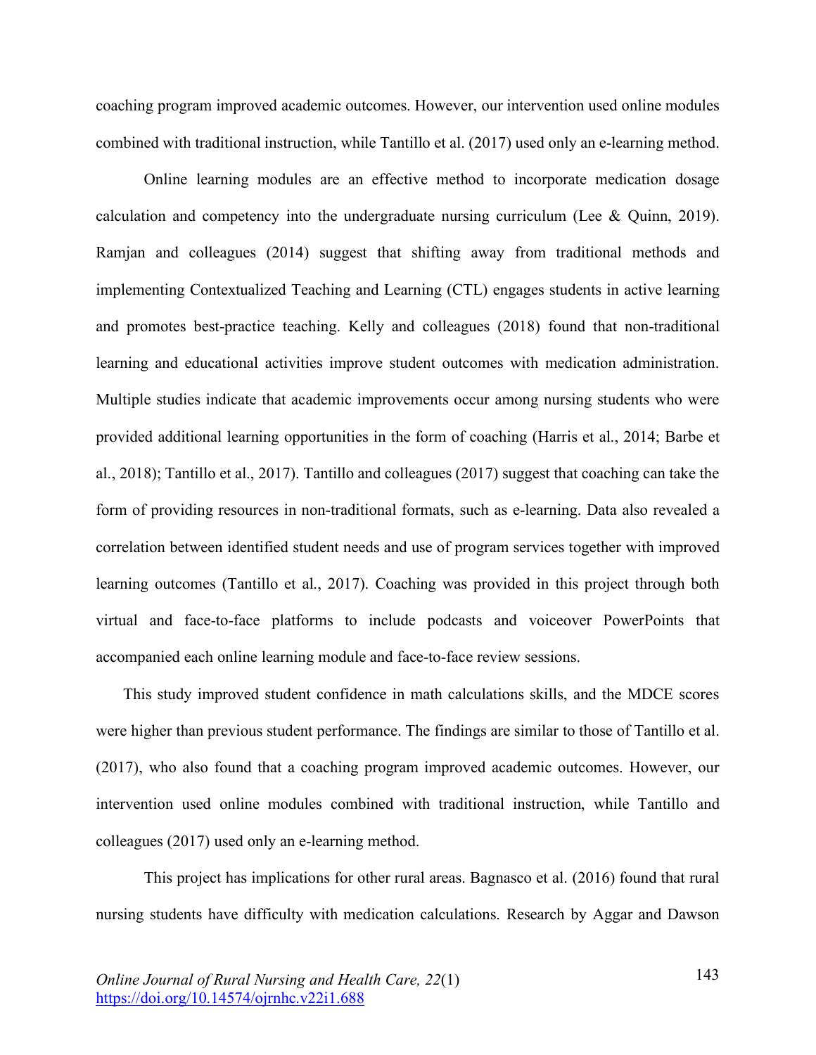coaching program improved academic outcomes. However, our intervention used online modules combined with traditional instruction, while Tantillo et al. (2017) used only an e-learning method.

Online learning modules are an effective method to incorporate medication dosage calculation and competency into the undergraduate nursing curriculum (Lee & Quinn, 2019). Ramjan and colleagues (2014) suggest that shifting away from traditional methods and implementing Contextualized Teaching and Learning (CTL) engages students in active learning and promotes best-practice teaching. Kelly and colleagues (2018) found that non-traditional learning and educational activities improve student outcomes with medication administration. Multiple studies indicate that academic improvements occur among nursing students who were provided additional learning opportunities in the form of coaching (Harris et al., 2014; Barbe et al., 2018); Tantillo et al., 2017). Tantillo and colleagues (2017) suggest that coaching can take the form of providing resources in non-traditional formats, such as e-learning. Data also revealed a correlation between identified student needs and use of program services together with improved learning outcomes (Tantillo et al., 2017). Coaching was provided in this project through both virtual and face-to-face platforms to include podcasts and voiceover PowerPoints that accompanied each online learning module and face-to-face review sessions.

This study improved student confidence in math calculations skills, and the MDCE scores were higher than previous student performance. The findings are similar to those of Tantillo et al. (2017), who also found that a coaching program improved academic outcomes. However, our intervention used online modules combined with traditional instruction, while Tantillo and colleagues (2017) used only an e-learning method.

This project has implications for other rural areas. Bagnasco et al. (2016) found that rural nursing students have difficulty with medication calculations. Research by Aggar and Dawson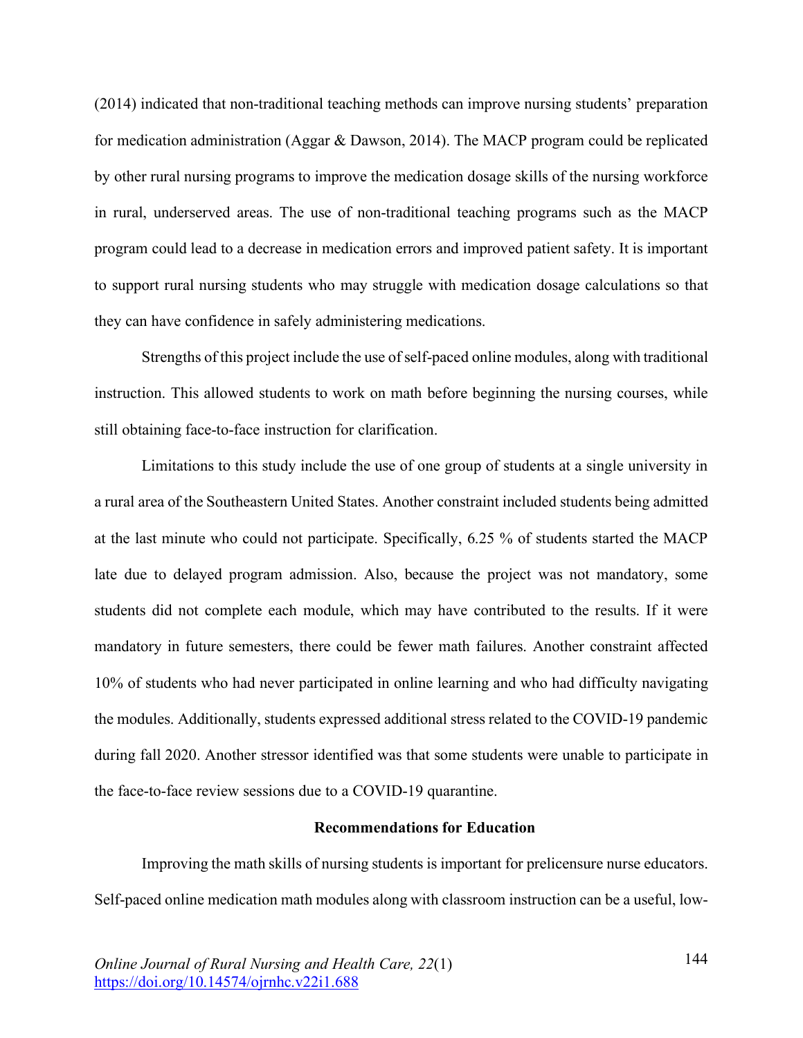(2014) indicated that non-traditional teaching methods can improve nursing students' preparation for medication administration (Aggar & Dawson, 2014). The MACP program could be replicated by other rural nursing programs to improve the medication dosage skills of the nursing workforce in rural, underserved areas. The use of non-traditional teaching programs such as the MACP program could lead to a decrease in medication errors and improved patient safety. It is important to support rural nursing students who may struggle with medication dosage calculations so that they can have confidence in safely administering medications.

Strengths of this project include the use of self-paced online modules, along with traditional instruction. This allowed students to work on math before beginning the nursing courses, while still obtaining face-to-face instruction for clarification.

Limitations to this study include the use of one group of students at a single university in a rural area of the Southeastern United States. Another constraint included students being admitted at the last minute who could not participate. Specifically, 6.25 % of students started the MACP late due to delayed program admission. Also, because the project was not mandatory, some students did not complete each module, which may have contributed to the results. If it were mandatory in future semesters, there could be fewer math failures. Another constraint affected 10% of students who had never participated in online learning and who had difficulty navigating the modules. Additionally, students expressed additional stress related to the COVID-19 pandemic during fall 2020. Another stressor identified was that some students were unable to participate in the face-to-face review sessions due to a COVID-19 quarantine.

## Recommendations for Education

Improving the math skills of nursing students is important for prelicensure nurse educators. Self-paced online medication math modules along with classroom instruction can be a useful, low-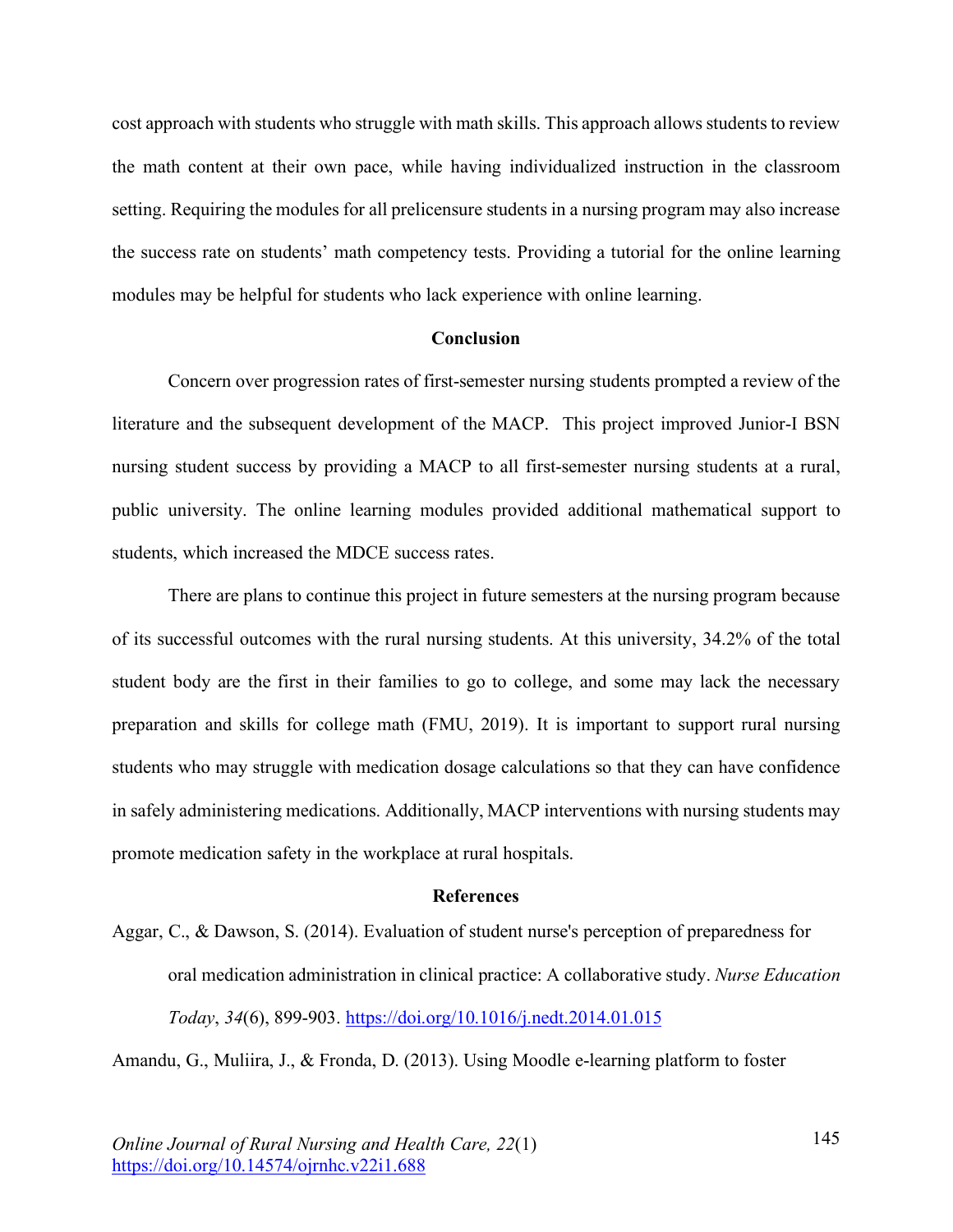cost approach with students who struggle with math skills. This approach allows students to review the math content at their own pace, while having individualized instruction in the classroom setting. Requiring the modules for all prelicensure students in a nursing program may also increase the success rate on students' math competency tests. Providing a tutorial for the online learning modules may be helpful for students who lack experience with online learning.

## Conclusion

Concern over progression rates of first-semester nursing students prompted a review of the literature and the subsequent development of the MACP. This project improved Junior-I BSN nursing student success by providing a MACP to all first-semester nursing students at a rural, public university. The online learning modules provided additional mathematical support to students, which increased the MDCE success rates.

There are plans to continue this project in future semesters at the nursing program because of its successful outcomes with the rural nursing students. At this university, 34.2% of the total student body are the first in their families to go to college, and some may lack the necessary preparation and skills for college math (FMU, 2019). It is important to support rural nursing students who may struggle with medication dosage calculations so that they can have confidence in safely administering medications. Additionally, MACP interventions with nursing students may promote medication safety in the workplace at rural hospitals.

## References

Aggar, C., & Dawson, S. (2014). Evaluation of student nurse's perception of preparedness for oral medication administration in clinical practice: A collaborative study. *Nurse Education Today*, *34*(6), 899-903. https://doi.org/10.1016/j.nedt.2014.01.015

Amandu, G., Muliira, J., & Fronda, D. (2013). Using Moodle e-learning platform to foster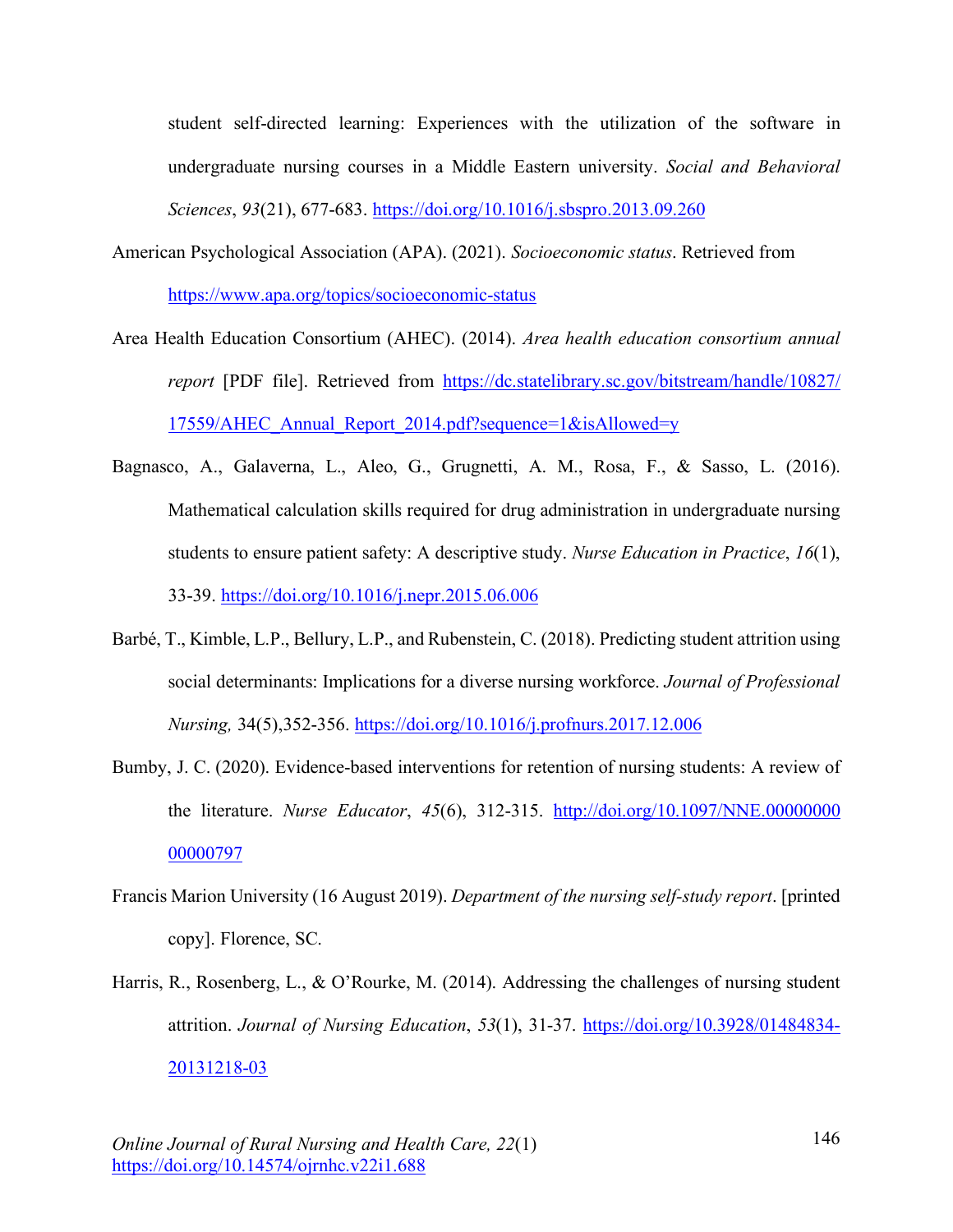student self-directed learning: Experiences with the utilization of the software in undergraduate nursing courses in a Middle Eastern university. *Social and Behavioral Sciences*, *93*(21), 677-683. https://doi.org/10.1016/j.sbspro.2013.09.260

American Psychological Association (APA). (2021). *Socioeconomic status*. Retrieved from https://www.apa.org/topics/socioeconomic-status

Area Health Education Consortium (AHEC). (2014). *Area health education consortium annual report* [PDF file]. Retrieved from https://dc.statelibrary.sc.gov/bitstream/handle/10827/17559/AHEC_Annual_Report_2014.pdf?sequence=1&isAllowed=y

Bagnasco, A., Galaverna, L., Aleo, G., Grugnetti, A. M., Rosa, F., & Sasso, L. (2016). Mathematical calculation skills required for drug administration in undergraduate nursing students to ensure patient safety: A descriptive study. *Nurse Education in Practice*, *16*(1), 33-39. https://doi.org/10.1016/j.nepr.2015.06.006

Barbé, T., Kimble, L.P., Bellury, L.P., and Rubenstein, C. (2018). Predicting student attrition using social determinants: Implications for a diverse nursing workforce. *Journal of Professional Nursing,* 34(5),352-356. https://doi.org/10.1016/j.profnurs.2017.12.006

Bumby, J. C. (2020). Evidence-based interventions for retention of nursing students: A review of the literature. *Nurse Educator*, *45*(6), 312-315. http://doi.org/10.1097/NNE.0000000000000797

Francis Marion University (16 August 2019). *Department of the nursing self-study report*. [printed copy]. Florence, SC.

Harris, R., Rosenberg, L., & O'Rourke, M. (2014). Addressing the challenges of nursing student attrition. *Journal of Nursing Education*, *53*(1), 31-37. https://doi.org/10.3928/01484834-20131218-03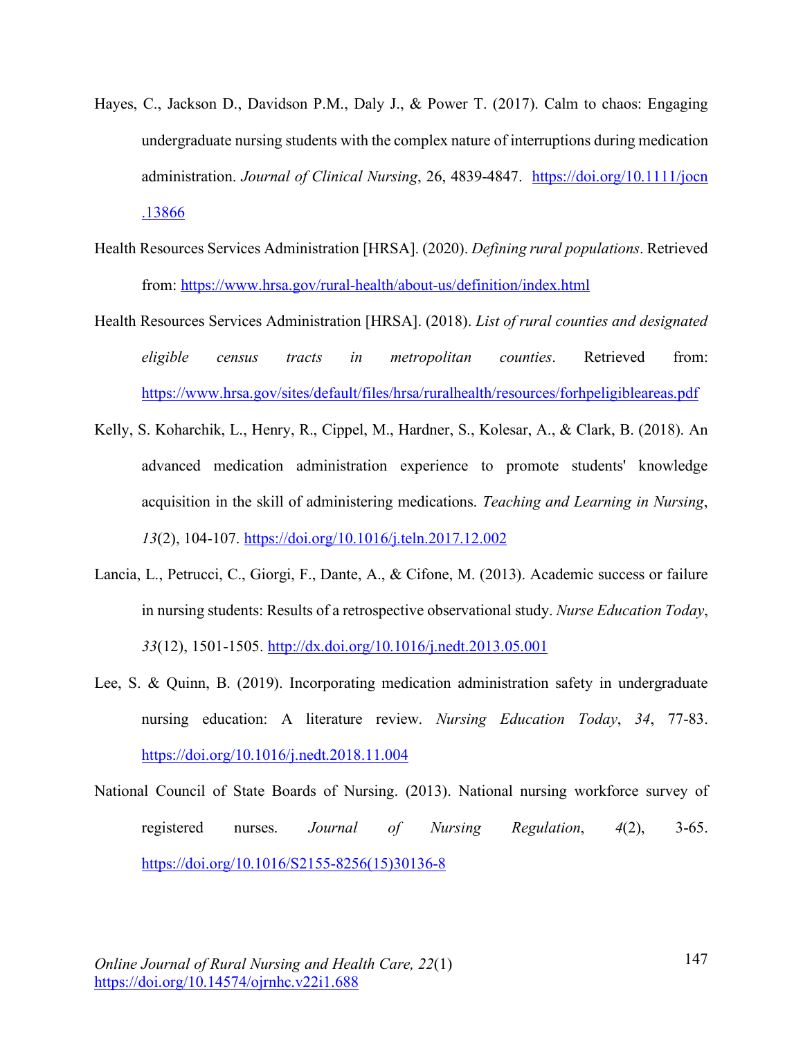Hayes, C., Jackson D., Davidson P.M., Daly J., & Power T. (2017). Calm to chaos: Engaging undergraduate nursing students with the complex nature of interruptions during medication administration. *Journal of Clinical Nursing*, 26, 4839-4847. https://doi.org/10.1111/jocn.13866

Health Resources Services Administration [HRSA]. (2020). *Defining rural populations*. Retrieved from: https://www.hrsa.gov/rural-health/about-us/definition/index.html

Health Resources Services Administration [HRSA]. (2018). *List of rural counties and designated eligible census tracts in metropolitan counties*. Retrieved from: https://www.hrsa.gov/sites/default/files/hrsa/ruralhealth/resources/forhpeligibleareas.pdf

Kelly, S. Koharchik, L., Henry, R., Cippel, M., Hardner, S., Kolesar, A., & Clark, B. (2018). An advanced medication administration experience to promote students' knowledge acquisition in the skill of administering medications. *Teaching and Learning in Nursing*, *13*(2), 104-107. https://doi.org/10.1016/j.teln.2017.12.002

Lancia, L., Petrucci, C., Giorgi, F., Dante, A., & Cifone, M. (2013). Academic success or failure in nursing students: Results of a retrospective observational study. *Nurse Education Today*, *33*(12), 1501-1505. http://dx.doi.org/10.1016/j.nedt.2013.05.001

Lee, S. & Quinn, B. (2019). Incorporating medication administration safety in undergraduate nursing education: A literature review. *Nursing Education Today*, *34*, 77-83. https://doi.org/10.1016/j.nedt.2018.11.004

National Council of State Boards of Nursing. (2013). National nursing workforce survey of registered nurses. *Journal of Nursing Regulation*, *4*(2), 3-65. https://doi.org/10.1016/S2155-8256(15)30136-8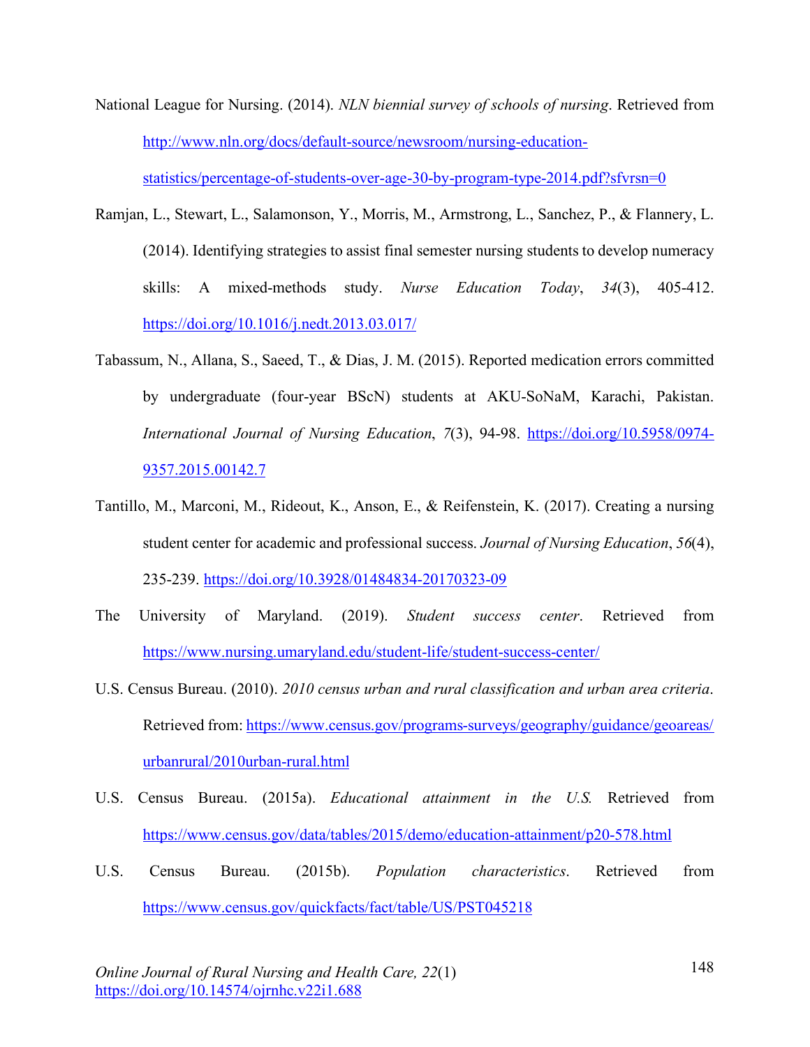National League for Nursing. (2014). *NLN biennial survey of schools of nursing*. Retrieved from http://www.nln.org/docs/default-source/newsroom/nursing-education-statistics/percentage-of-students-over-age-30-by-program-type-2014.pdf?sfvrsn=0

Ramjan, L., Stewart, L., Salamonson, Y., Morris, M., Armstrong, L., Sanchez, P., & Flannery, L. (2014). Identifying strategies to assist final semester nursing students to develop numeracy skills: A mixed-methods study. *Nurse Education Today*, *34*(3), 405-412. https://doi.org/10.1016/j.nedt.2013.03.017/

Tabassum, N., Allana, S., Saeed, T., & Dias, J. M. (2015). Reported medication errors committed by undergraduate (four-year BScN) students at AKU-SoNaM, Karachi, Pakistan. *International Journal of Nursing Education*, *7*(3), 94-98. https://doi.org/10.5958/0974-9357.2015.00142.7

Tantillo, M., Marconi, M., Rideout, K., Anson, E., & Reifenstein, K. (2017). Creating a nursing student center for academic and professional success. *Journal of Nursing Education*, *56*(4), 235-239. https://doi.org/10.3928/01484834-20170323-09

The University of Maryland. (2019). *Student success center*. Retrieved from https://www.nursing.umaryland.edu/student-life/student-success-center/

U.S. Census Bureau. (2010). *2010 census urban and rural classification and urban area criteria*. Retrieved from: https://www.census.gov/programs-surveys/geography/guidance/geoareas/urbanrural/2010urban-rural.html

U.S. Census Bureau. (2015a). *Educational attainment in the U.S.* Retrieved from https://www.census.gov/data/tables/2015/demo/education-attainment/p20-578.html

U.S. Census Bureau. (2015b). *Population characteristics*. Retrieved from https://www.census.gov/quickfacts/fact/table/US/PST045218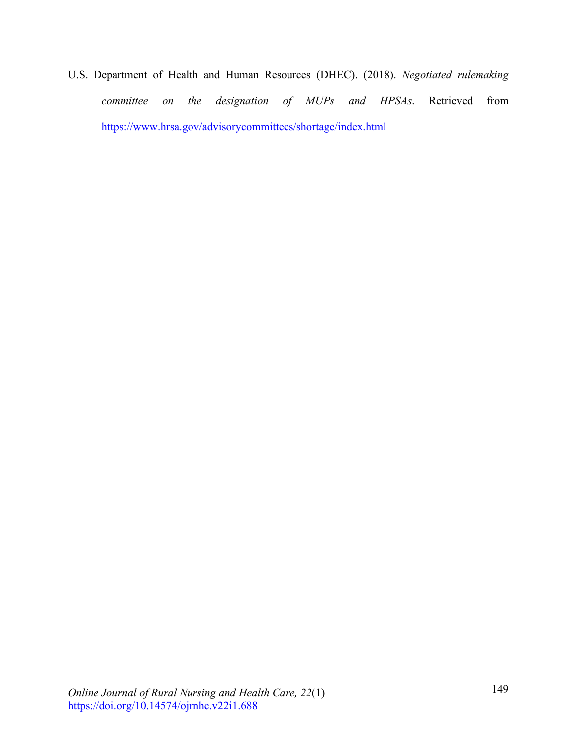U.S. Department of Health and Human Resources (DHEC). (2018). *Negotiated rulemaking committee on the designation of MUPs and HPSAs*. Retrieved from https://www.hrsa.gov/advisorycommittees/shortage/index.html